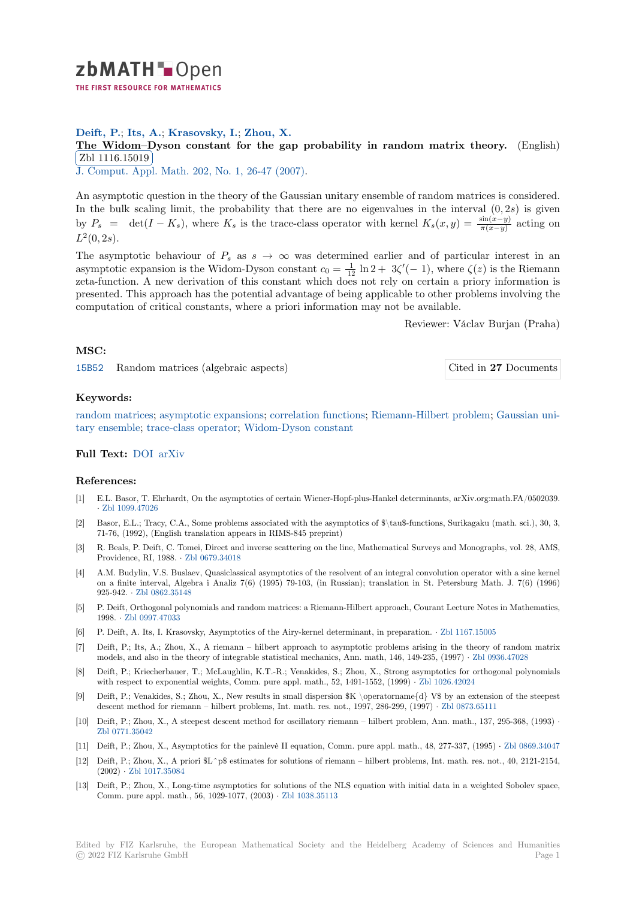**Deift, P.**; **Its, A.**; **Krasovsky, I.**; **Zhou, X.**

**The Widom–Dyson constant for the gap probability in random matrix theory.** (English)

Zbl 1116.15019

J. Comput. Appl. Math. 202, No. 1, 26-47 (2007).

An asymptotic question in the theory of the Gaussian unitary ensemble of random matrices is considered. In the bulk scaling limit, the probability that there are no eigenvalues in the interval $(0, 2s)$ is given by $P_s = \det(I - K_s)$, where $K_s$ is the trace-class operator with kernel $K_s(x, y) = \frac{\sin(x-y)}{\pi(x-y)}$ acting on $L^2(0, 2s)$.

The asymptotic behaviour of $P_s$ as $s \to \infty$ was determined earlier and of particular interest in an asymptotic expansion is the Widom-Dyson constant $c_0 = \frac{1}{12} \ln 2 + 3\zeta'(-1)$, where $\zeta(z)$ is the Riemann zeta-function. A new derivation of this constant which does not rely on certain a priory information is presented. This approach has the potential advantage of being applicable to other problems involving the computation of critical constants, where a priori information may not be available.

Reviewer: Václav Burjan (Praha)

## MSC:

15B52 Random matrices (algebraic aspects)

Cited in **27** Documents

## Keywords:

random matrices; asymptotic expansions; correlation functions; Riemann-Hilbert problem; Gaussian unitary ensemble; trace-class operator; Widom-Dyson constant

## Full Text:

DOI arXiv

## References:

[1] E.L. Basor, T. Ehrhardt, On the asymptotics of certain Wiener-Hopf-plus-Hankel determinants, arXiv.org:math.FA/0502039. · Zbl 1099.47026

[2] Basor, E.L.; Tracy, C.A., Some problems associated with the asymptotics of $\tau$-functions, Surikagaku (math. sci.), 30, 3, 71-76, (1992), (English translation appears in RIMS-845 preprint)

[3] R. Beals, P. Deift, C. Tomei, Direct and inverse scattering on the line, Mathematical Surveys and Monographs, vol. 28, AMS, Providence, RI, 1988. · Zbl 0679.34018

[4] A.M. Budylin, V.S. Buslaev, Quasiclassical asymptotics of the resolvent of an integral convolution operator with a sine kernel on a finite interval, Algebra i Analiz 7(6) (1995) 79-103, (in Russian); translation in St. Petersburg Math. J. 7(6) (1996) 925-942. · Zbl 0862.35148

[5] P. Deift, Orthogonal polynomials and random matrices: a Riemann-Hilbert approach, Courant Lecture Notes in Mathematics, 1998. · Zbl 0997.47033

[6] P. Deift, A. Its, I. Krasovsky, Asymptotics of the Airy-kernel determinant, in preparation. · Zbl 1167.15005

[7] Deift, P.; Its, A.; Zhou, X., A riemann – hilbert approach to asymptotic problems arising in the theory of random matrix models, and also in the theory of integrable statistical mechanics, Ann. math, 146, 149-235, (1997) · Zbl 0936.47028

[8] Deift, P.; Kriecherbauer, T.; McLaughlin, K.T.-R.; Venakides, S.; Zhou, X., Strong asymptotics for orthogonal polynomials with respect to exponential weights, Comm. pure appl. math., 52, 1491-1552, (1999) · Zbl 1026.42024

[9] Deift, P.; Venakides, S.; Zhou, X., New results in small dispersion $K \operatorname{d} V$ by an extension of the steepest descent method for riemann – hilbert problems, Int. math. res. not., 1997, 286-299, (1997) · Zbl 0873.65111

[10] Deift, P.; Zhou, X., A steepest descent method for oscillatory riemann – hilbert problem, Ann. math., 137, 295-368, (1993) · Zbl 0771.35042

[11] Deift, P.; Zhou, X., Asymptotics for the painlevé II equation, Comm. pure appl. math., 48, 277-337, (1995) · Zbl 0869.34047

[12] Deift, P.; Zhou, X., A priori $L^p$ estimates for solutions of riemann – hilbert problems, Int. math. res. not., 40, 2121-2154, (2002) · Zbl 1017.35084

[13] Deift, P.; Zhou, X., Long-time asymptotics for solutions of the NLS equation with initial data in a weighted Sobolev space, Comm. pure appl. math., 56, 1029-1077, (2003) · Zbl 1038.35113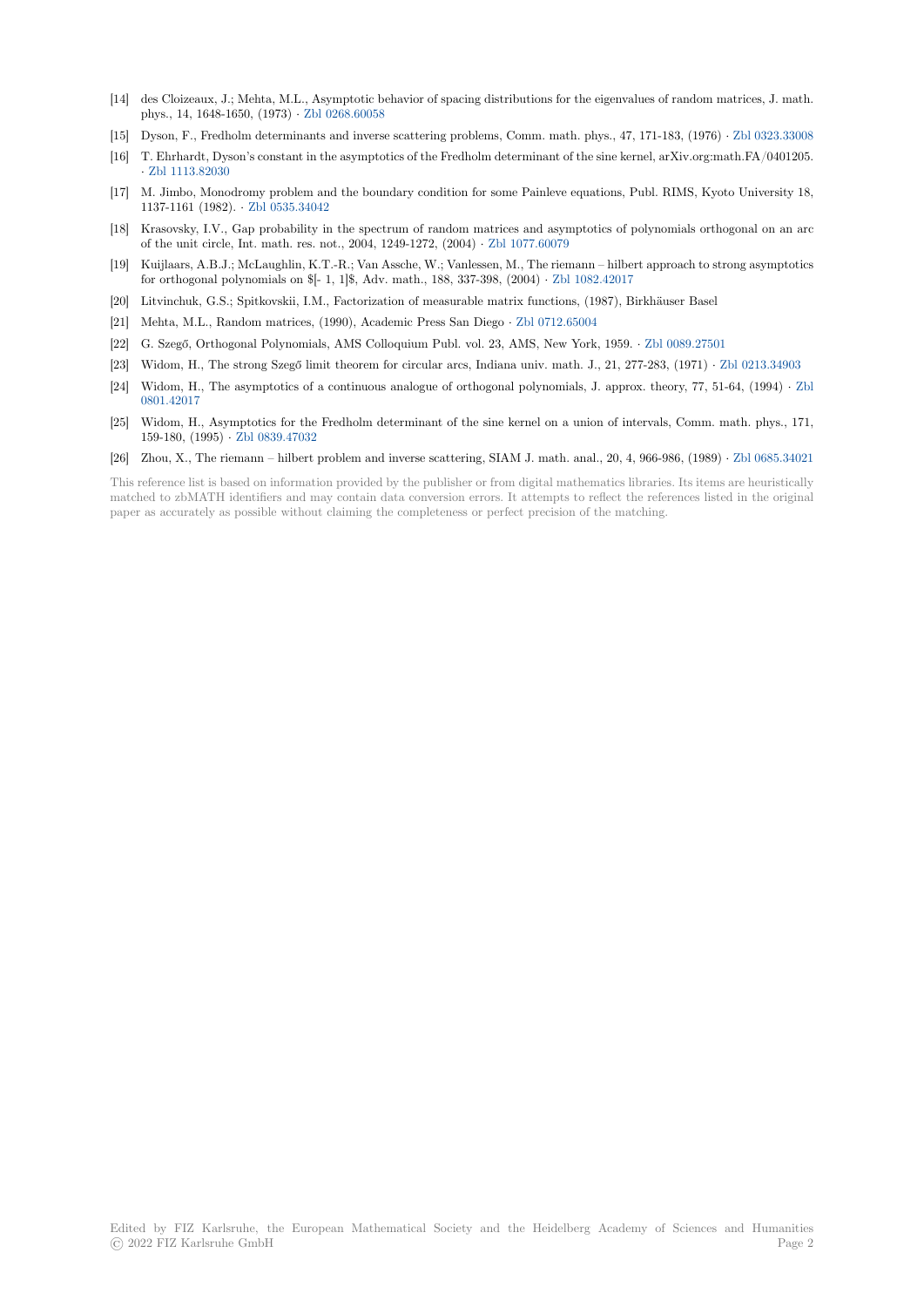[14] des Cloizeaux, J.; Mehta, M.L., Asymptotic behavior of spacing distributions for the eigenvalues of random matrices, J. math. phys., 14, 1648-1650, (1973) · Zbl 0268.60058

[15] Dyson, F., Fredholm determinants and inverse scattering problems, Comm. math. phys., 47, 171-183, (1976) · Zbl 0323.33008

[16] T. Ehrhardt, Dyson's constant in the asymptotics of the Fredholm determinant of the sine kernel, arXiv.org:math.FA/0401205. · Zbl 1113.82030

[17] M. Jimbo, Monodromy problem and the boundary condition for some Painleve equations, Publ. RIMS, Kyoto University 18, 1137-1161 (1982). · Zbl 0535.34042

[18] Krasovsky, I.V., Gap probability in the spectrum of random matrices and asymptotics of polynomials orthogonal on an arc of the unit circle, Int. math. res. not., 2004, 1249-1272, (2004) · Zbl 1077.60079

[19] Kuijlaars, A.B.J.; McLaughlin, K.T.-R.; Van Assche, W.; Vanlessen, M., The riemann – hilbert approach to strong asymptotics for orthogonal polynomials on $[- 1, 1]$, Adv. math., 188, 337-398, (2004) · Zbl 1082.42017

[20] Litvinchuk, G.S.; Spitkovskii, I.M., Factorization of measurable matrix functions, (1987), Birkhäuser Basel

[21] Mehta, M.L., Random matrices, (1990), Academic Press San Diego · Zbl 0712.65004

[22] G. Szegő, Orthogonal Polynomials, AMS Colloquium Publ. vol. 23, AMS, New York, 1959. · Zbl 0089.27501

[23] Widom, H., The strong Szegő limit theorem for circular arcs, Indiana univ. math. J., 21, 277-283, (1971) · Zbl 0213.34903

[24] Widom, H., The asymptotics of a continuous analogue of orthogonal polynomials, J. approx. theory, 77, 51-64, (1994) · Zbl 0801.42017

[25] Widom, H., Asymptotics for the Fredholm determinant of the sine kernel on a union of intervals, Comm. math. phys., 171, 159-180, (1995) · Zbl 0839.47032

[26] Zhou, X., The riemann – hilbert problem and inverse scattering, SIAM J. math. anal., 20, 4, 966-986, (1989) · Zbl 0685.34021

This reference list is based on information provided by the publisher or from digital mathematics libraries. Its items are heuristically matched to zbMATH identifiers and may contain data conversion errors. It attempts to reflect the references listed in the original paper as accurately as possible without claiming the completeness or perfect precision of the matching.